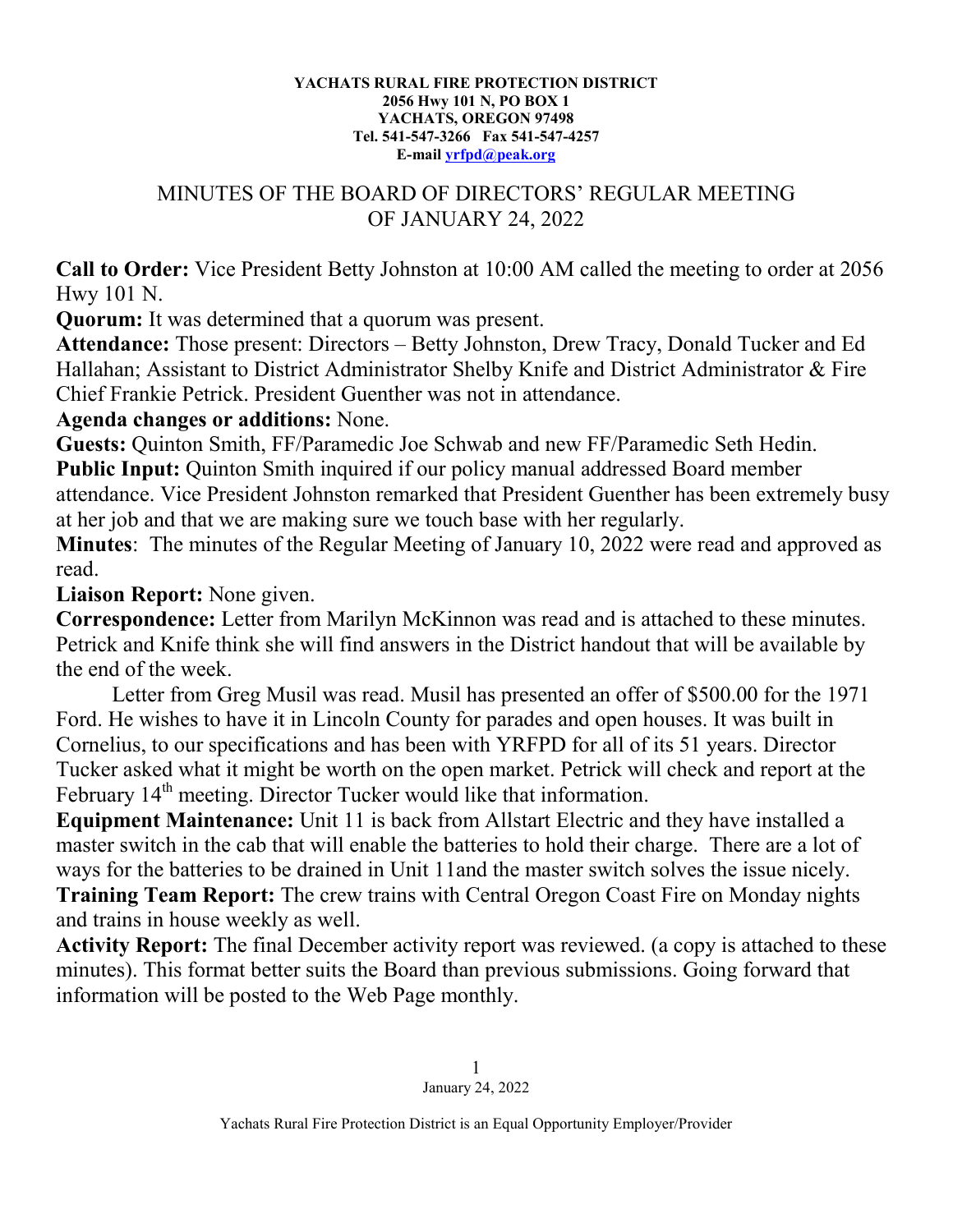**YACHATS RURAL FIRE PROTECTION DISTRICT**
**2056 Hwy 101 N, PO BOX 1**
**YACHATS, OREGON 97498**
**Tel. 541-547-3266 Fax 541-547-4257**
**E-mail yrfpd@peak.org**

# MINUTES OF THE BOARD OF DIRECTORS' REGULAR MEETING OF JANUARY 24, 2022

**Call to Order:** Vice President Betty Johnston at 10:00 AM called the meeting to order at 2056 Hwy 101 N.

**Quorum:** It was determined that a quorum was present.

**Attendance:** Those present: Directors – Betty Johnston, Drew Tracy, Donald Tucker and Ed Hallahan; Assistant to District Administrator Shelby Knife and District Administrator & Fire Chief Frankie Petrick. President Guenther was not in attendance.

**Agenda changes or additions:** None.

**Guests:** Quinton Smith, FF/Paramedic Joe Schwab and new FF/Paramedic Seth Hedin.

**Public Input:** Quinton Smith inquired if our policy manual addressed Board member attendance. Vice President Johnston remarked that President Guenther has been extremely busy at her job and that we are making sure we touch base with her regularly.

**Minutes**: The minutes of the Regular Meeting of January 10, 2022 were read and approved as read.

**Liaison Report:** None given.

**Correspondence:** Letter from Marilyn McKinnon was read and is attached to these minutes. Petrick and Knife think she will find answers in the District handout that will be available by the end of the week.

Letter from Greg Musil was read. Musil has presented an offer of $500.00 for the 1971 Ford. He wishes to have it in Lincoln County for parades and open houses. It was built in Cornelius, to our specifications and has been with YRFPD for all of its 51 years. Director Tucker asked what it might be worth on the open market. Petrick will check and report at the February 14th meeting. Director Tucker would like that information.

**Equipment Maintenance:** Unit 11 is back from Allstart Electric and they have installed a master switch in the cab that will enable the batteries to hold their charge. There are a lot of ways for the batteries to be drained in Unit 11and the master switch solves the issue nicely.

**Training Team Report:** The crew trains with Central Oregon Coast Fire on Monday nights and trains in house weekly as well.

**Activity Report:** The final December activity report was reviewed. (a copy is attached to these minutes). This format better suits the Board than previous submissions. Going forward that information will be posted to the Web Page monthly.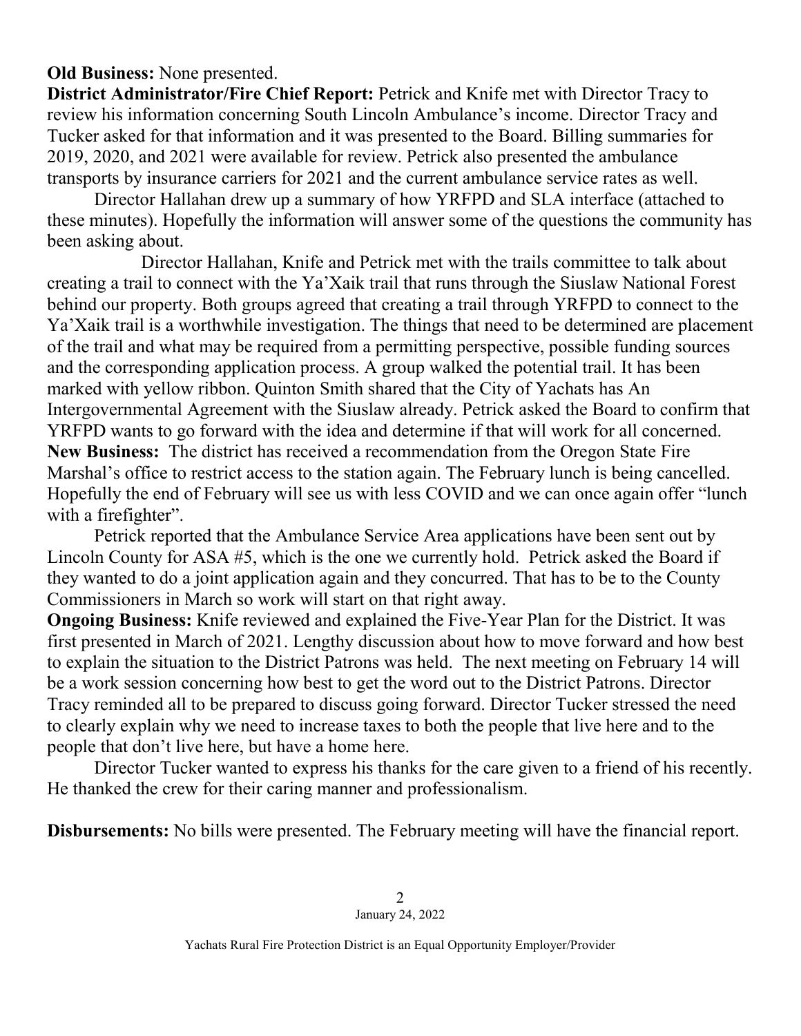**Old Business:** None presented.

**District Administrator/Fire Chief Report:** Petrick and Knife met with Director Tracy to review his information concerning South Lincoln Ambulance's income. Director Tracy and Tucker asked for that information and it was presented to the Board. Billing summaries for 2019, 2020, and 2021 were available for review. Petrick also presented the ambulance transports by insurance carriers for 2021 and the current ambulance service rates as well.

Director Hallahan drew up a summary of how YRFPD and SLA interface (attached to these minutes). Hopefully the information will answer some of the questions the community has been asking about.

Director Hallahan, Knife and Petrick met with the trails committee to talk about creating a trail to connect with the Ya'Xaik trail that runs through the Siuslaw National Forest behind our property. Both groups agreed that creating a trail through YRFPD to connect to the Ya'Xaik trail is a worthwhile investigation. The things that need to be determined are placement of the trail and what may be required from a permitting perspective, possible funding sources and the corresponding application process. A group walked the potential trail. It has been marked with yellow ribbon. Quinton Smith shared that the City of Yachats has An Intergovernmental Agreement with the Siuslaw already. Petrick asked the Board to confirm that YRFPD wants to go forward with the idea and determine if that will work for all concerned.

**New Business:** The district has received a recommendation from the Oregon State Fire Marshal's office to restrict access to the station again. The February lunch is being cancelled. Hopefully the end of February will see us with less COVID and we can once again offer "lunch with a firefighter".

Petrick reported that the Ambulance Service Area applications have been sent out by Lincoln County for ASA #5, which is the one we currently hold. Petrick asked the Board if they wanted to do a joint application again and they concurred. That has to be to the County Commissioners in March so work will start on that right away.

**Ongoing Business:** Knife reviewed and explained the Five-Year Plan for the District. It was first presented in March of 2021. Lengthy discussion about how to move forward and how best to explain the situation to the District Patrons was held. The next meeting on February 14 will be a work session concerning how best to get the word out to the District Patrons. Director Tracy reminded all to be prepared to discuss going forward. Director Tucker stressed the need to clearly explain why we need to increase taxes to both the people that live here and to the people that don't live here, but have a home here.

Director Tucker wanted to express his thanks for the care given to a friend of his recently. He thanked the crew for their caring manner and professionalism.

**Disbursements:** No bills were presented. The February meeting will have the financial report.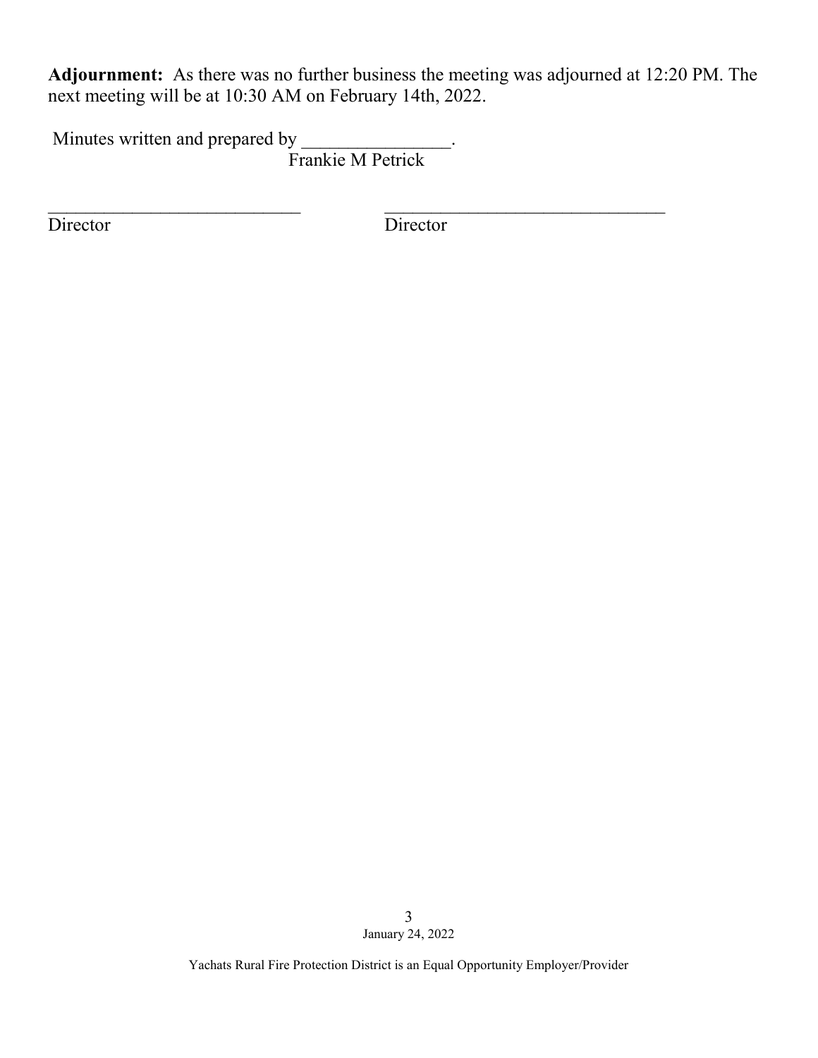**Adjournment:** As there was no further business the meeting was adjourned at 12:20 PM. The next meeting will be at 10:30 AM on February 14th, 2022.

Minutes written and prepared by ________________.
Frankie M Petrick

____________________________ ________________________________
Director Director

January 24, 2022

Yachats Rural Fire Protection District is an Equal Opportunity Employer/Provider